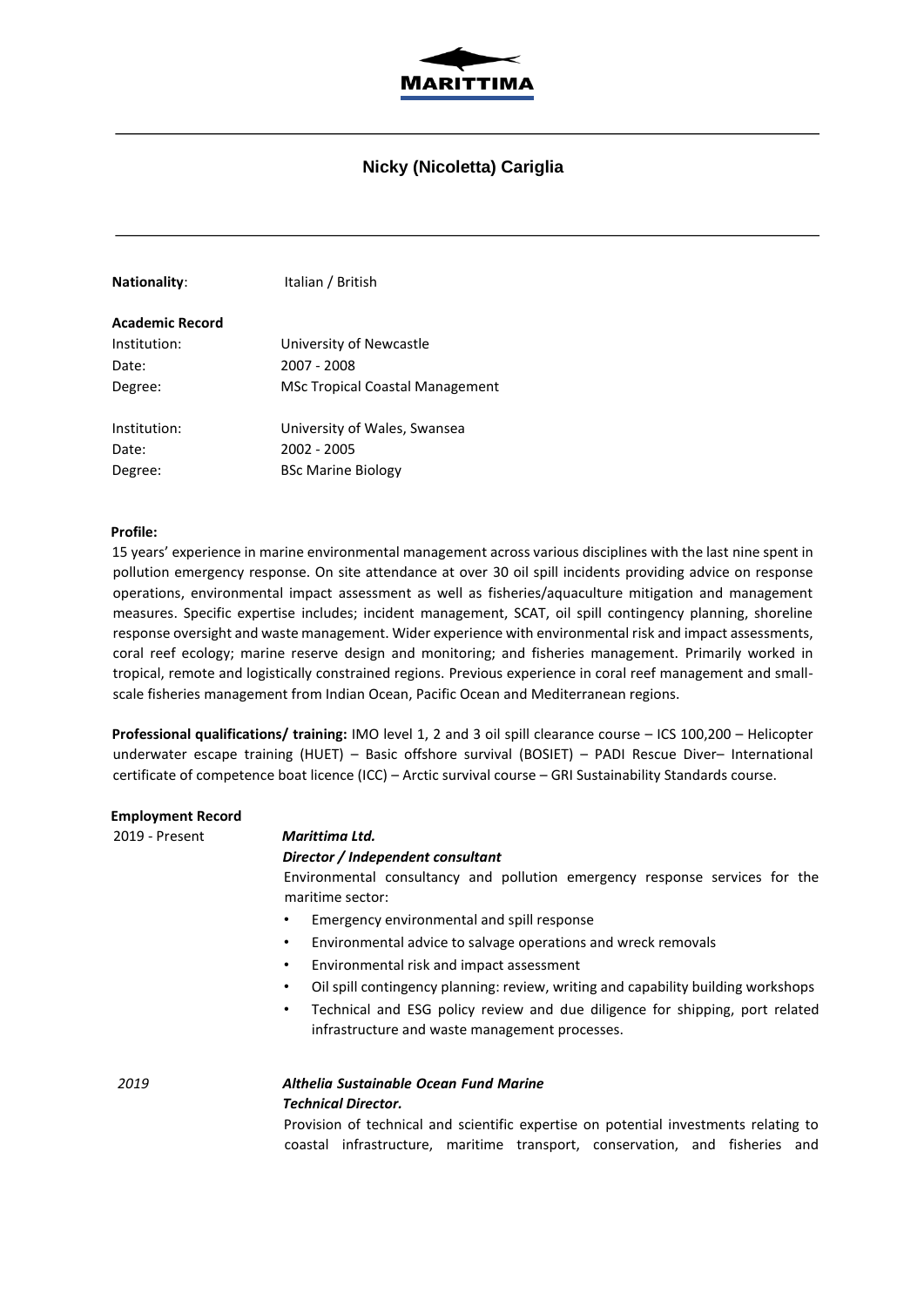MARITTIMA

# Nicky (Nicoletta) Cariglia

**Nationality**: Italian / British

**Academic Record**

Institution: University of Newcastle
Date: 2007 - 2008
Degree: MSc Tropical Coastal Management

Institution: University of Wales, Swansea
Date: 2002 - 2005
Degree: BSc Marine Biology

**Profile:**

15 years' experience in marine environmental management across various disciplines with the last nine spent in pollution emergency response. On site attendance at over 30 oil spill incidents providing advice on response operations, environmental impact assessment as well as fisheries/aquaculture mitigation and management measures. Specific expertise includes; incident management, SCAT, oil spill contingency planning, shoreline response oversight and waste management. Wider experience with environmental risk and impact assessments, coral reef ecology; marine reserve design and monitoring; and fisheries management. Primarily worked in tropical, remote and logistically constrained regions. Previous experience in coral reef management and small-scale fisheries management from Indian Ocean, Pacific Ocean and Mediterranean regions.

**Professional qualifications/ training:** IMO level 1, 2 and 3 oil spill clearance course – ICS 100,200 – Helicopter underwater escape training (HUET) – Basic offshore survival (BOSIET) – PADI Rescue Diver– International certificate of competence boat licence (ICC) – Arctic survival course – GRI Sustainability Standards course.

**Employment Record**

2019 - Present

***Marittima Ltd.***
***Director / Independent consultant***

Environmental consultancy and pollution emergency response services for the maritime sector:

- Emergency environmental and spill response
- Environmental advice to salvage operations and wreck removals
- Environmental risk and impact assessment
- Oil spill contingency planning: review, writing and capability building workshops
- Technical and ESG policy review and due diligence for shipping, port related infrastructure and waste management processes.

*2019*

***Althelia Sustainable Ocean Fund Marine***
***Technical Director.***

Provision of technical and scientific expertise on potential investments relating to coastal infrastructure, maritime transport, conservation, and fisheries and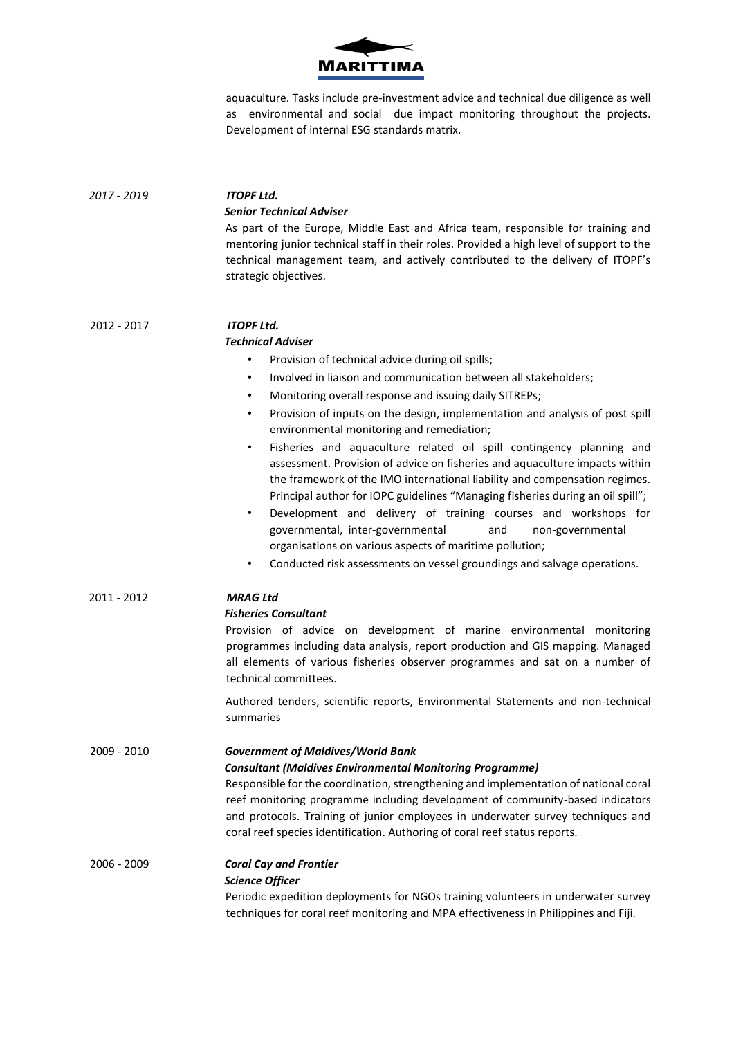aquaculture. Tasks include pre-investment advice and technical due diligence as well as environmental and social due impact monitoring throughout the projects. Development of internal ESG standards matrix.

*2017 - 2019*

***ITOPF Ltd.***
***Senior Technical Adviser***

As part of the Europe, Middle East and Africa team, responsible for training and mentoring junior technical staff in their roles. Provided a high level of support to the technical management team, and actively contributed to the delivery of ITOPF's strategic objectives.

2012 - 2017

***ITOPF Ltd.***
***Technical Adviser***

- Provision of technical advice during oil spills;
- Involved in liaison and communication between all stakeholders;
- Monitoring overall response and issuing daily SITREPs;
- Provision of inputs on the design, implementation and analysis of post spill environmental monitoring and remediation;
- Fisheries and aquaculture related oil spill contingency planning and assessment. Provision of advice on fisheries and aquaculture impacts within the framework of the IMO international liability and compensation regimes. Principal author for IOPC guidelines "Managing fisheries during an oil spill";
- Development and delivery of training courses and workshops for governmental, inter-governmental and non-governmental organisations on various aspects of maritime pollution;
- Conducted risk assessments on vessel groundings and salvage operations.

2011 - 2012

***MRAG Ltd***
***Fisheries Consultant***

Provision of advice on development of marine environmental monitoring programmes including data analysis, report production and GIS mapping. Managed all elements of various fisheries observer programmes and sat on a number of technical committees.

Authored tenders, scientific reports, Environmental Statements and non-technical summaries

2009 - 2010

***Government of Maldives/World Bank***
***Consultant (Maldives Environmental Monitoring Programme)***

Responsible for the coordination, strengthening and implementation of national coral reef monitoring programme including development of community-based indicators and protocols. Training of junior employees in underwater survey techniques and coral reef species identification. Authoring of coral reef status reports.

2006 - 2009

***Coral Cay and Frontier***
***Science Officer***

Periodic expedition deployments for NGOs training volunteers in underwater survey techniques for coral reef monitoring and MPA effectiveness in Philippines and Fiji.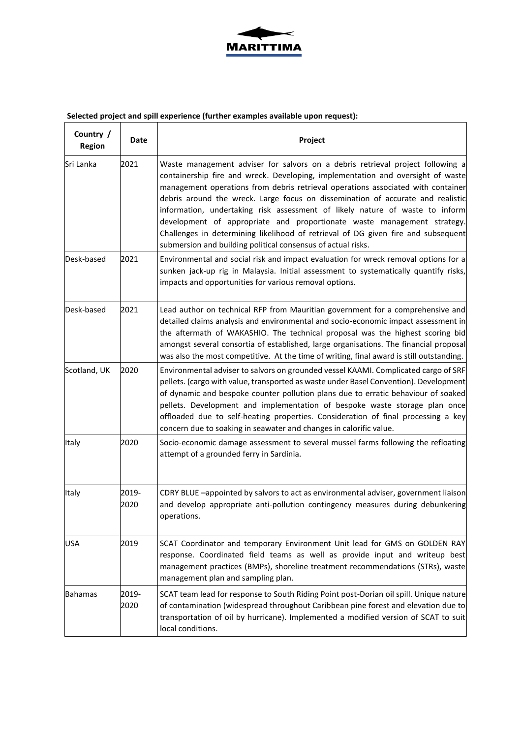**Selected project and spill experience (further examples available upon request):**

| Country / Region | Date | Project |
|---|---|---|
| Sri Lanka | 2021 | Waste management adviser for salvors on a debris retrieval project following a containership fire and wreck. Developing, implementation and oversight of waste management operations from debris retrieval operations associated with container debris around the wreck. Large focus on dissemination of accurate and realistic information, undertaking risk assessment of likely nature of waste to inform development of appropriate and proportionate waste management strategy. Challenges in determining likelihood of retrieval of DG given fire and subsequent submersion and building political consensus of actual risks. |
| Desk-based | 2021 | Environmental and social risk and impact evaluation for wreck removal options for a sunken jack-up rig in Malaysia. Initial assessment to systematically quantify risks, impacts and opportunities for various removal options. |
| Desk-based | 2021 | Lead author on technical RFP from Mauritian government for a comprehensive and detailed claims analysis and environmental and socio-economic impact assessment in the aftermath of WAKASHIO. The technical proposal was the highest scoring bid amongst several consortia of established, large organisations. The financial proposal was also the most competitive. At the time of writing, final award is still outstanding. |
| Scotland, UK | 2020 | Environmental adviser to salvors on grounded vessel KAAMI. Complicated cargo of SRF pellets. (cargo with value, transported as waste under Basel Convention). Development of dynamic and bespoke counter pollution plans due to erratic behaviour of soaked pellets. Development and implementation of bespoke waste storage plan once offloaded due to self-heating properties. Consideration of final processing a key concern due to soaking in seawater and changes in calorific value. |
| Italy | 2020 | Socio-economic damage assessment to several mussel farms following the refloating attempt of a grounded ferry in Sardinia. |
| Italy | 2019-2020 | CDRY BLUE –appointed by salvors to act as environmental adviser, government liaison and develop appropriate anti-pollution contingency measures during debunkering operations. |
| USA | 2019 | SCAT Coordinator and temporary Environment Unit lead for GMS on GOLDEN RAY response. Coordinated field teams as well as provide input and writeup best management practices (BMPs), shoreline treatment recommendations (STRs), waste management plan and sampling plan. |
| Bahamas | 2019-2020 | SCAT team lead for response to South Riding Point post-Dorian oil spill. Unique nature of contamination (widespread throughout Caribbean pine forest and elevation due to transportation of oil by hurricane). Implemented a modified version of SCAT to suit local conditions. |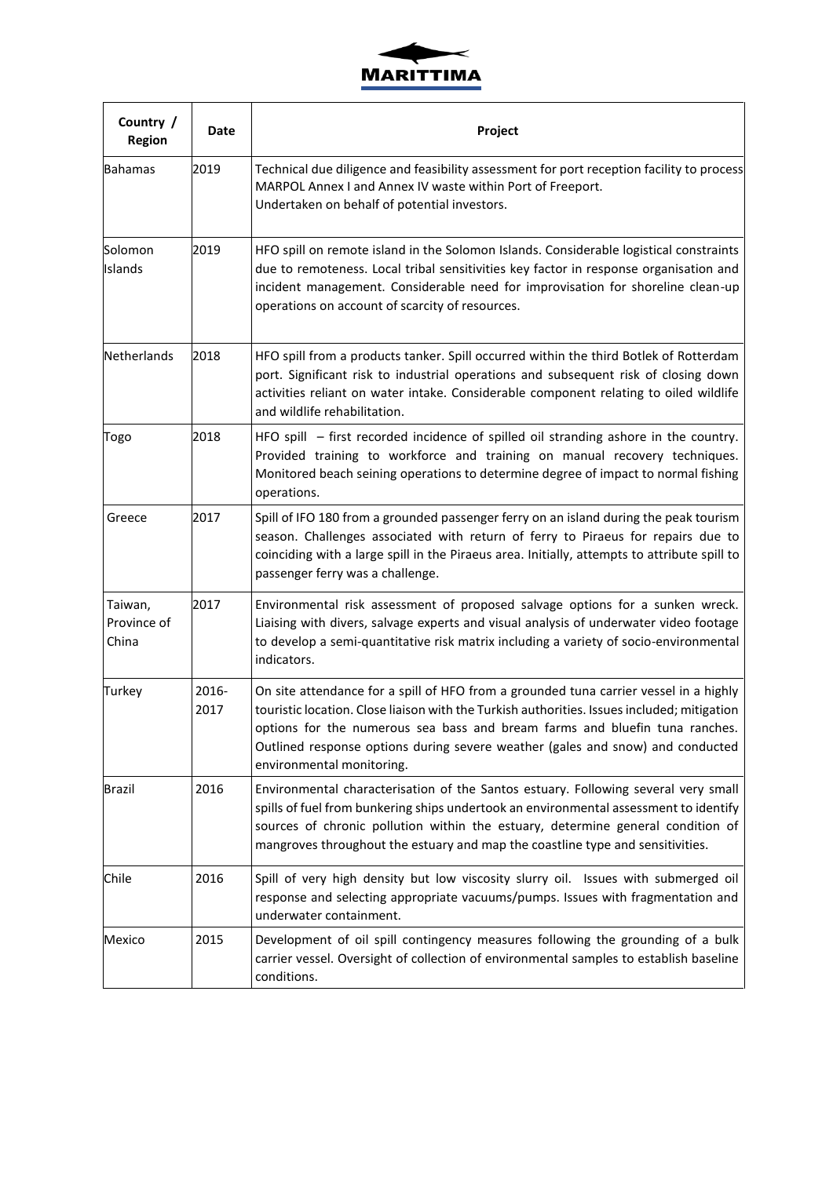| Country / Region | Date | Project |
|---|---|---|
| Bahamas | 2019 | Technical due diligence and feasibility assessment for port reception facility to process MARPOL Annex I and Annex IV waste within Port of Freeport. Undertaken on behalf of potential investors. |
| Solomon Islands | 2019 | HFO spill on remote island in the Solomon Islands. Considerable logistical constraints due to remoteness. Local tribal sensitivities key factor in response organisation and incident management. Considerable need for improvisation for shoreline clean-up operations on account of scarcity of resources. |
| Netherlands | 2018 | HFO spill from a products tanker. Spill occurred within the third Botlek of Rotterdam port. Significant risk to industrial operations and subsequent risk of closing down activities reliant on water intake. Considerable component relating to oiled wildlife and wildlife rehabilitation. |
| Togo | 2018 | HFO spill – first recorded incidence of spilled oil stranding ashore in the country. Provided training to workforce and training on manual recovery techniques. Monitored beach seining operations to determine degree of impact to normal fishing operations. |
| Greece | 2017 | Spill of IFO 180 from a grounded passenger ferry on an island during the peak tourism season. Challenges associated with return of ferry to Piraeus for repairs due to coinciding with a large spill in the Piraeus area. Initially, attempts to attribute spill to passenger ferry was a challenge. |
| Taiwan, Province of China | 2017 | Environmental risk assessment of proposed salvage options for a sunken wreck. Liaising with divers, salvage experts and visual analysis of underwater video footage to develop a semi-quantitative risk matrix including a variety of socio-environmental indicators. |
| Turkey | 2016-2017 | On site attendance for a spill of HFO from a grounded tuna carrier vessel in a highly touristic location. Close liaison with the Turkish authorities. Issues included; mitigation options for the numerous sea bass and bream farms and bluefin tuna ranches. Outlined response options during severe weather (gales and snow) and conducted environmental monitoring. |
| Brazil | 2016 | Environmental characterisation of the Santos estuary. Following several very small spills of fuel from bunkering ships undertook an environmental assessment to identify sources of chronic pollution within the estuary, determine general condition of mangroves throughout the estuary and map the coastline type and sensitivities. |
| Chile | 2016 | Spill of very high density but low viscosity slurry oil. Issues with submerged oil response and selecting appropriate vacuums/pumps. Issues with fragmentation and underwater containment. |
| Mexico | 2015 | Development of oil spill contingency measures following the grounding of a bulk carrier vessel. Oversight of collection of environmental samples to establish baseline conditions. |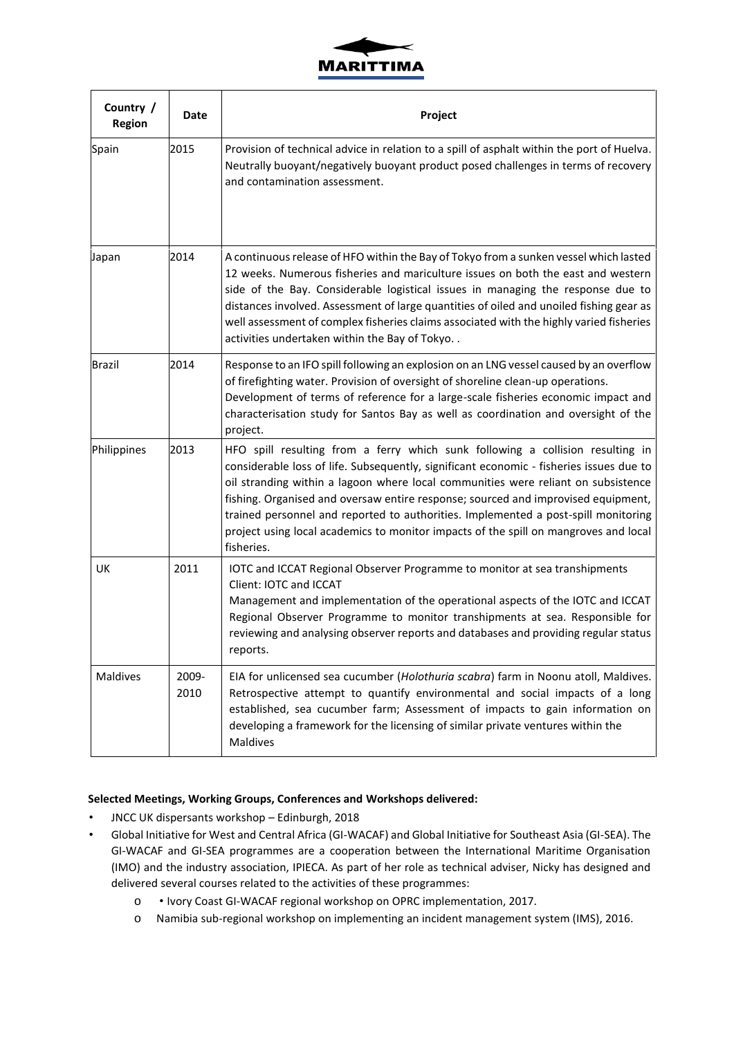| Country / Region | Date | Project |
|---|---|---|
| Spain | 2015 | Provision of technical advice in relation to a spill of asphalt within the port of Huelva. Neutrally buoyant/negatively buoyant product posed challenges in terms of recovery and contamination assessment. |
| Japan | 2014 | A continuous release of HFO within the Bay of Tokyo from a sunken vessel which lasted 12 weeks. Numerous fisheries and mariculture issues on both the east and western side of the Bay. Considerable logistical issues in managing the response due to distances involved. Assessment of large quantities of oiled and unoiled fishing gear as well assessment of complex fisheries claims associated with the highly varied fisheries activities undertaken within the Bay of Tokyo. . |
| Brazil | 2014 | Response to an IFO spill following an explosion on an LNG vessel caused by an overflow of firefighting water. Provision of oversight of shoreline clean-up operations. Development of terms of reference for a large-scale fisheries economic impact and characterisation study for Santos Bay as well as coordination and oversight of the project. |
| Philippines | 2013 | HFO spill resulting from a ferry which sunk following a collision resulting in considerable loss of life. Subsequently, significant economic - fisheries issues due to oil stranding within a lagoon where local communities were reliant on subsistence fishing. Organised and oversaw entire response; sourced and improvised equipment, trained personnel and reported to authorities. Implemented a post-spill monitoring project using local academics to monitor impacts of the spill on mangroves and local fisheries. |
| UK | 2011 | IOTC and ICCAT Regional Observer Programme to monitor at sea transhipments<br>Client: IOTC and ICCAT<br>Management and implementation of the operational aspects of the IOTC and ICCAT Regional Observer Programme to monitor transhipments at sea. Responsible for reviewing and analysing observer reports and databases and providing regular status reports. |
| Maldives | 2009-2010 | EIA for unlicensed sea cucumber (*Holothuria scabra*) farm in Noonu atoll, Maldives. Retrospective attempt to quantify environmental and social impacts of a long established, sea cucumber farm; Assessment of impacts to gain information on developing a framework for the licensing of similar private ventures within the Maldives |

**Selected Meetings, Working Groups, Conferences and Workshops delivered:**

- JNCC UK dispersants workshop – Edinburgh, 2018
- Global Initiative for West and Central Africa (GI-WACAF) and Global Initiative for Southeast Asia (GI-SEA). The GI-WACAF and GI-SEA programmes are a cooperation between the International Maritime Organisation (IMO) and the industry association, IPIECA. As part of her role as technical adviser, Nicky has designed and delivered several courses related to the activities of these programmes:
  - • Ivory Coast GI-WACAF regional workshop on OPRC implementation, 2017.
  - Namibia sub-regional workshop on implementing an incident management system (IMS), 2016.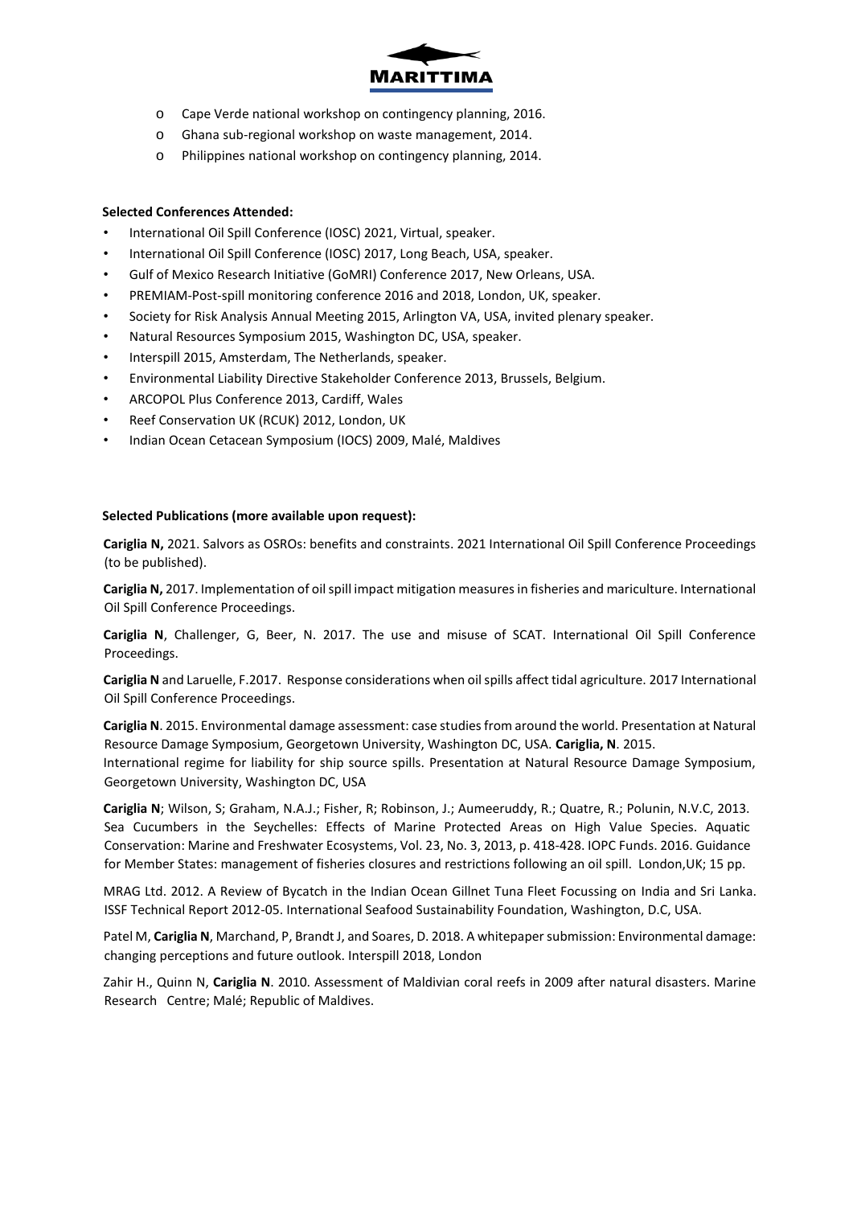- Cape Verde national workshop on contingency planning, 2016.
- Ghana sub-regional workshop on waste management, 2014.
- Philippines national workshop on contingency planning, 2014.

**Selected Conferences Attended:**

- International Oil Spill Conference (IOSC) 2021, Virtual, speaker.
- International Oil Spill Conference (IOSC) 2017, Long Beach, USA, speaker.
- Gulf of Mexico Research Initiative (GoMRI) Conference 2017, New Orleans, USA.
- PREMIAM-Post-spill monitoring conference 2016 and 2018, London, UK, speaker.
- Society for Risk Analysis Annual Meeting 2015, Arlington VA, USA, invited plenary speaker.
- Natural Resources Symposium 2015, Washington DC, USA, speaker.
- Interspill 2015, Amsterdam, The Netherlands, speaker.
- Environmental Liability Directive Stakeholder Conference 2013, Brussels, Belgium.
- ARCOPOL Plus Conference 2013, Cardiff, Wales
- Reef Conservation UK (RCUK) 2012, London, UK
- Indian Ocean Cetacean Symposium (IOCS) 2009, Malé, Maldives

**Selected Publications (more available upon request):**

**Cariglia N,** 2021. Salvors as OSROs: benefits and constraints. 2021 International Oil Spill Conference Proceedings (to be published).

**Cariglia N,** 2017. Implementation of oil spill impact mitigation measures in fisheries and mariculture. International Oil Spill Conference Proceedings.

**Cariglia N**, Challenger, G, Beer, N. 2017. The use and misuse of SCAT. International Oil Spill Conference Proceedings.

**Cariglia N** and Laruelle, F.2017. Response considerations when oil spills affect tidal agriculture. 2017 International Oil Spill Conference Proceedings.

**Cariglia N**. 2015. Environmental damage assessment: case studies from around the world. Presentation at Natural Resource Damage Symposium, Georgetown University, Washington DC, USA. **Cariglia, N**. 2015. International regime for liability for ship source spills. Presentation at Natural Resource Damage Symposium, Georgetown University, Washington DC, USA

**Cariglia N**; Wilson, S; Graham, N.A.J.; Fisher, R; Robinson, J.; Aumeeruddy, R.; Quatre, R.; Polunin, N.V.C, 2013. Sea Cucumbers in the Seychelles: Effects of Marine Protected Areas on High Value Species. Aquatic Conservation: Marine and Freshwater Ecosystems, Vol. 23, No. 3, 2013, p. 418-428. IOPC Funds. 2016. Guidance for Member States: management of fisheries closures and restrictions following an oil spill. London,UK; 15 pp.

MRAG Ltd. 2012. A Review of Bycatch in the Indian Ocean Gillnet Tuna Fleet Focussing on India and Sri Lanka. ISSF Technical Report 2012-05. International Seafood Sustainability Foundation, Washington, D.C, USA.

Patel M, **Cariglia N**, Marchand, P, Brandt J, and Soares, D. 2018. A whitepaper submission: Environmental damage: changing perceptions and future outlook. Interspill 2018, London

Zahir H., Quinn N, **Cariglia N**. 2010. Assessment of Maldivian coral reefs in 2009 after natural disasters. Marine Research Centre; Malé; Republic of Maldives.